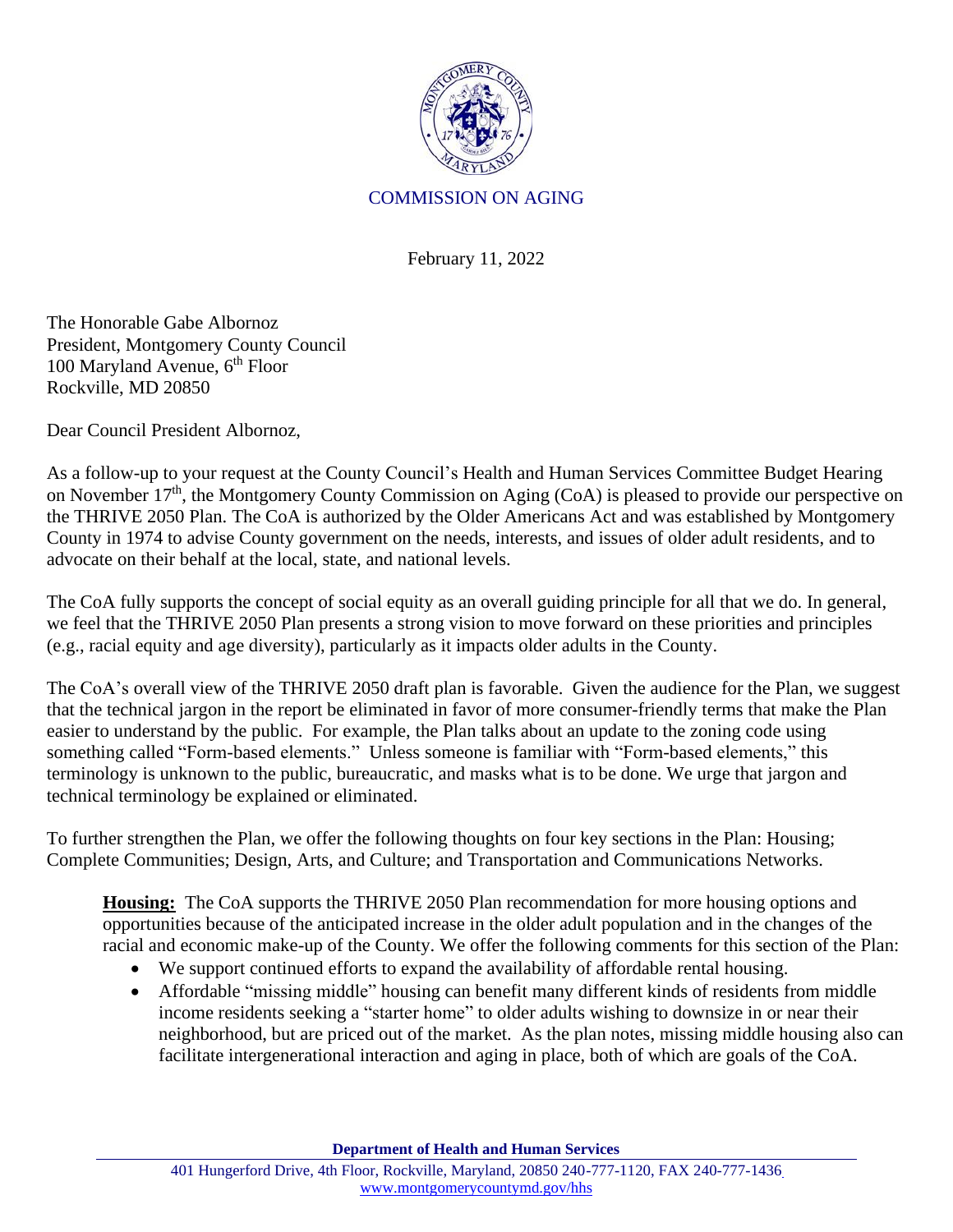COMMISSION ON AGING

February 11, 2022

The Honorable Gabe Albornoz
President, Montgomery County Council
100 Maryland Avenue, 6th Floor
Rockville, MD 20850

Dear Council President Albornoz,

As a follow-up to your request at the County Council's Health and Human Services Committee Budget Hearing on November 17th, the Montgomery County Commission on Aging (CoA) is pleased to provide our perspective on the THRIVE 2050 Plan. The CoA is authorized by the Older Americans Act and was established by Montgomery County in 1974 to advise County government on the needs, interests, and issues of older adult residents, and to advocate on their behalf at the local, state, and national levels.

The CoA fully supports the concept of social equity as an overall guiding principle for all that we do. In general, we feel that the THRIVE 2050 Plan presents a strong vision to move forward on these priorities and principles (e.g., racial equity and age diversity), particularly as it impacts older adults in the County.

The CoA's overall view of the THRIVE 2050 draft plan is favorable. Given the audience for the Plan, we suggest that the technical jargon in the report be eliminated in favor of more consumer-friendly terms that make the Plan easier to understand by the public. For example, the Plan talks about an update to the zoning code using something called "Form-based elements." Unless someone is familiar with "Form-based elements," this terminology is unknown to the public, bureaucratic, and masks what is to be done. We urge that jargon and technical terminology be explained or eliminated.

To further strengthen the Plan, we offer the following thoughts on four key sections in the Plan: Housing; Complete Communities; Design, Arts, and Culture; and Transportation and Communications Networks.

**Housing:** The CoA supports the THRIVE 2050 Plan recommendation for more housing options and opportunities because of the anticipated increase in the older adult population and in the changes of the racial and economic make-up of the County. We offer the following comments for this section of the Plan:

- We support continued efforts to expand the availability of affordable rental housing.
- Affordable "missing middle" housing can benefit many different kinds of residents from middle income residents seeking a "starter home" to older adults wishing to downsize in or near their neighborhood, but are priced out of the market. As the plan notes, missing middle housing also can facilitate intergenerational interaction and aging in place, both of which are goals of the CoA.

**Department of Health and Human Services**

401 Hungerford Drive, 4th Floor, Rockville, Maryland, 20850 240-777-1120, FAX 240-777-1436
www.montgomerycountymd.gov/hhs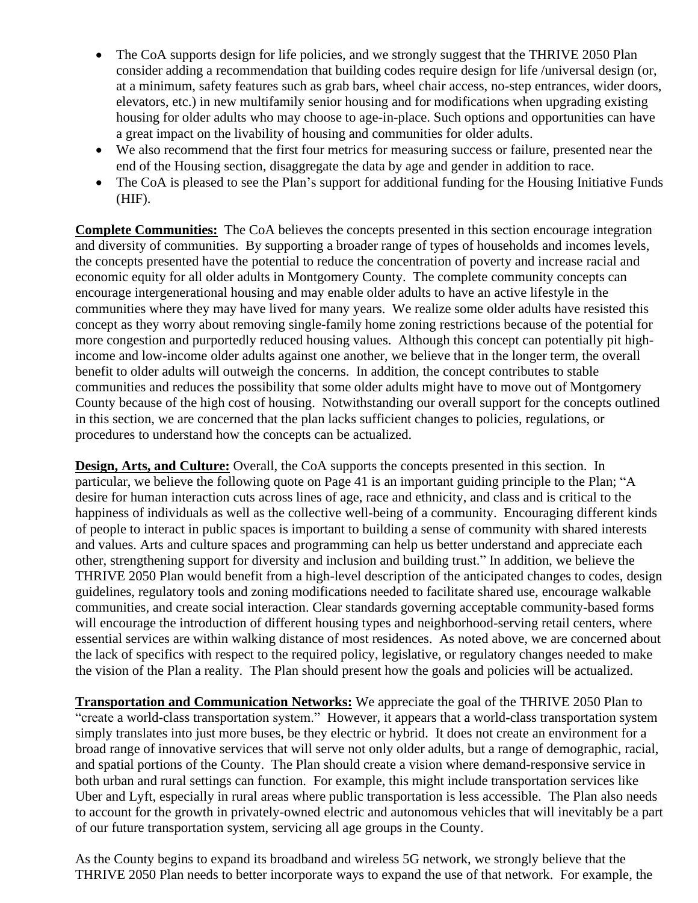- The CoA supports design for life policies, and we strongly suggest that the THRIVE 2050 Plan consider adding a recommendation that building codes require design for life /universal design (or, at a minimum, safety features such as grab bars, wheel chair access, no-step entrances, wider doors, elevators, etc.) in new multifamily senior housing and for modifications when upgrading existing housing for older adults who may choose to age-in-place. Such options and opportunities can have a great impact on the livability of housing and communities for older adults.
- We also recommend that the first four metrics for measuring success or failure, presented near the end of the Housing section, disaggregate the data by age and gender in addition to race.
- The CoA is pleased to see the Plan's support for additional funding for the Housing Initiative Funds (HIF).

**Complete Communities:** The CoA believes the concepts presented in this section encourage integration and diversity of communities. By supporting a broader range of types of households and incomes levels, the concepts presented have the potential to reduce the concentration of poverty and increase racial and economic equity for all older adults in Montgomery County. The complete community concepts can encourage intergenerational housing and may enable older adults to have an active lifestyle in the communities where they may have lived for many years. We realize some older adults have resisted this concept as they worry about removing single-family home zoning restrictions because of the potential for more congestion and purportedly reduced housing values. Although this concept can potentially pit high-income and low-income older adults against one another, we believe that in the longer term, the overall benefit to older adults will outweigh the concerns. In addition, the concept contributes to stable communities and reduces the possibility that some older adults might have to move out of Montgomery County because of the high cost of housing. Notwithstanding our overall support for the concepts outlined in this section, we are concerned that the plan lacks sufficient changes to policies, regulations, or procedures to understand how the concepts can be actualized.

**Design, Arts, and Culture:** Overall, the CoA supports the concepts presented in this section. In particular, we believe the following quote on Page 41 is an important guiding principle to the Plan; "A desire for human interaction cuts across lines of age, race and ethnicity, and class and is critical to the happiness of individuals as well as the collective well-being of a community. Encouraging different kinds of people to interact in public spaces is important to building a sense of community with shared interests and values. Arts and culture spaces and programming can help us better understand and appreciate each other, strengthening support for diversity and inclusion and building trust." In addition, we believe the THRIVE 2050 Plan would benefit from a high-level description of the anticipated changes to codes, design guidelines, regulatory tools and zoning modifications needed to facilitate shared use, encourage walkable communities, and create social interaction. Clear standards governing acceptable community-based forms will encourage the introduction of different housing types and neighborhood-serving retail centers, where essential services are within walking distance of most residences. As noted above, we are concerned about the lack of specifics with respect to the required policy, legislative, or regulatory changes needed to make the vision of the Plan a reality. The Plan should present how the goals and policies will be actualized.

**Transportation and Communication Networks:** We appreciate the goal of the THRIVE 2050 Plan to "create a world-class transportation system." However, it appears that a world-class transportation system simply translates into just more buses, be they electric or hybrid. It does not create an environment for a broad range of innovative services that will serve not only older adults, but a range of demographic, racial, and spatial portions of the County. The Plan should create a vision where demand-responsive service in both urban and rural settings can function. For example, this might include transportation services like Uber and Lyft, especially in rural areas where public transportation is less accessible. The Plan also needs to account for the growth in privately-owned electric and autonomous vehicles that will inevitably be a part of our future transportation system, servicing all age groups in the County.

As the County begins to expand its broadband and wireless 5G network, we strongly believe that the THRIVE 2050 Plan needs to better incorporate ways to expand the use of that network. For example, the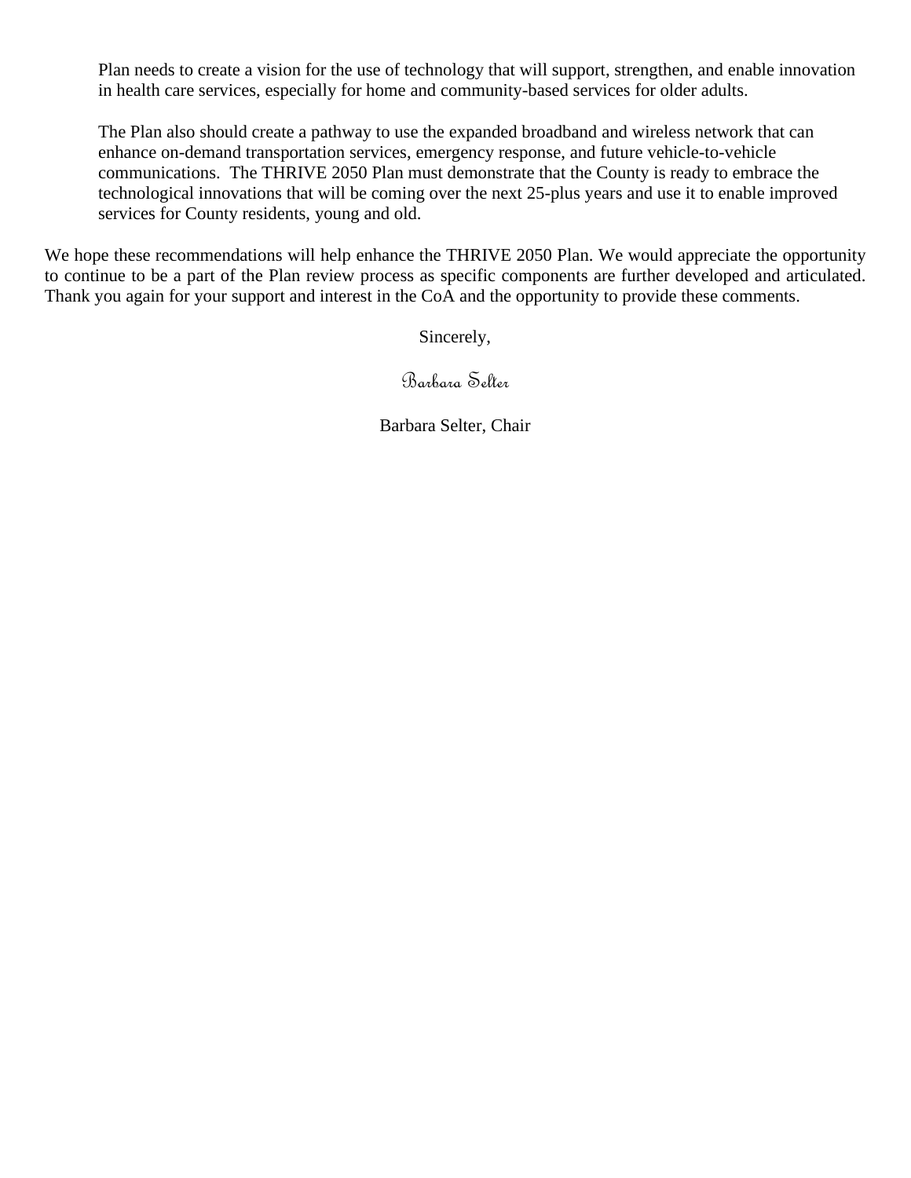Plan needs to create a vision for the use of technology that will support, strengthen, and enable innovation in health care services, especially for home and community-based services for older adults.

The Plan also should create a pathway to use the expanded broadband and wireless network that can enhance on-demand transportation services, emergency response, and future vehicle-to-vehicle communications. The THRIVE 2050 Plan must demonstrate that the County is ready to embrace the technological innovations that will be coming over the next 25-plus years and use it to enable improved services for County residents, young and old.

We hope these recommendations will help enhance the THRIVE 2050 Plan. We would appreciate the opportunity to continue to be a part of the Plan review process as specific components are further developed and articulated. Thank you again for your support and interest in the CoA and the opportunity to provide these comments.

Sincerely,

*Barbara Selter*

Barbara Selter, Chair